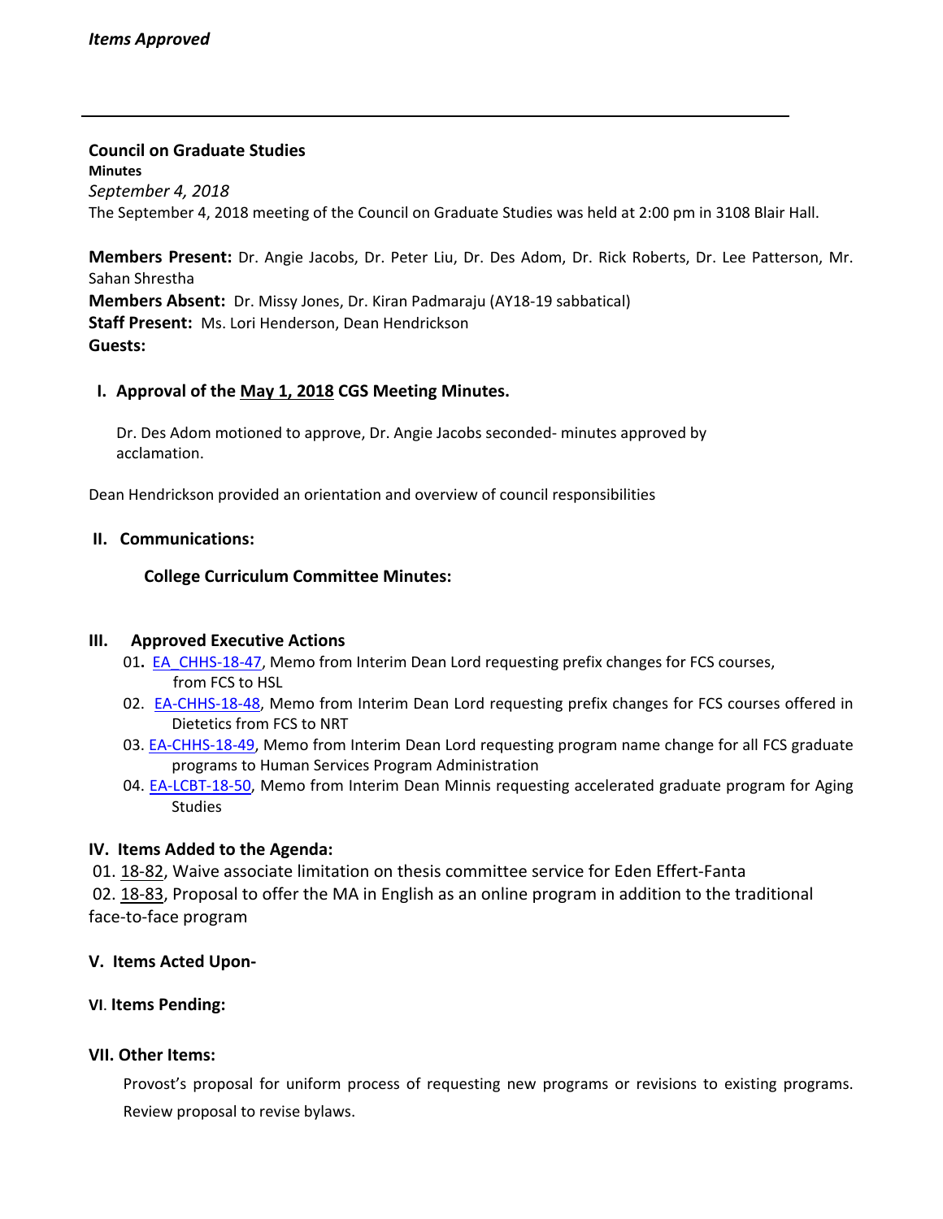*Items Approved*

---

**Council on Graduate Studies**

**Minutes**

*September 4, 2018*

The September 4, 2018 meeting of the Council on Graduate Studies was held at 2:00 pm in 3108 Blair Hall.

**Members Present:** Dr. Angie Jacobs, Dr. Peter Liu, Dr. Des Adom, Dr. Rick Roberts, Dr. Lee Patterson, Mr. Sahan Shrestha

**Members Absent:** Dr. Missy Jones, Dr. Kiran Padmaraju (AY18-19 sabbatical)

**Staff Present:** Ms. Lori Henderson, Dean Hendrickson

**Guests:**

## I. Approval of the May 1, 2018 CGS Meeting Minutes.

Dr. Des Adom motioned to approve, Dr. Angie Jacobs seconded- minutes approved by acclamation.

Dean Hendrickson provided an orientation and overview of council responsibilities

## II. Communications:

### College Curriculum Committee Minutes:

## III. Approved Executive Actions

01. EA_CHHS-18-47, Memo from Interim Dean Lord requesting prefix changes for FCS courses, from FCS to HSL
02. EA-CHHS-18-48, Memo from Interim Dean Lord requesting prefix changes for FCS courses offered in Dietetics from FCS to NRT
03. EA-CHHS-18-49, Memo from Interim Dean Lord requesting program name change for all FCS graduate programs to Human Services Program Administration
04. EA-LCBT-18-50, Memo from Interim Dean Minnis requesting accelerated graduate program for Aging Studies

## IV. Items Added to the Agenda:

01. 18-82, Waive associate limitation on thesis committee service for Eden Effert-Fanta
02. 18-83, Proposal to offer the MA in English as an online program in addition to the traditional face-to-face program

## V. Items Acted Upon-

## VI. Items Pending:

## VII. Other Items:

Provost's proposal for uniform process of requesting new programs or revisions to existing programs. Review proposal to revise bylaws.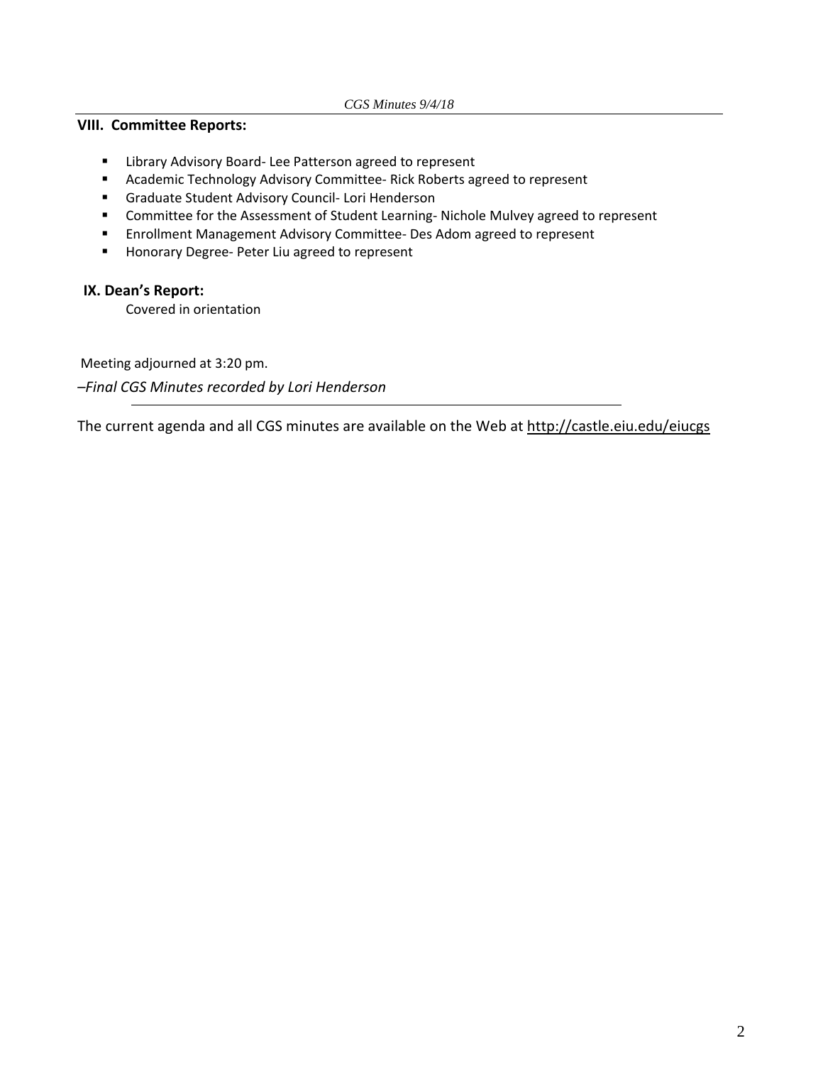## VIII. Committee Reports:

- Library Advisory Board- Lee Patterson agreed to represent
- Academic Technology Advisory Committee- Rick Roberts agreed to represent
- Graduate Student Advisory Council- Lori Henderson
- Committee for the Assessment of Student Learning- Nichole Mulvey agreed to represent
- Enrollment Management Advisory Committee- Des Adom agreed to represent
- Honorary Degree- Peter Liu agreed to represent

## IX. Dean's Report:

Covered in orientation

Meeting adjourned at 3:20 pm.

*–Final CGS Minutes recorded by Lori Henderson*

---

The current agenda and all CGS minutes are available on the Web at http://castle.eiu.edu/eiucgs